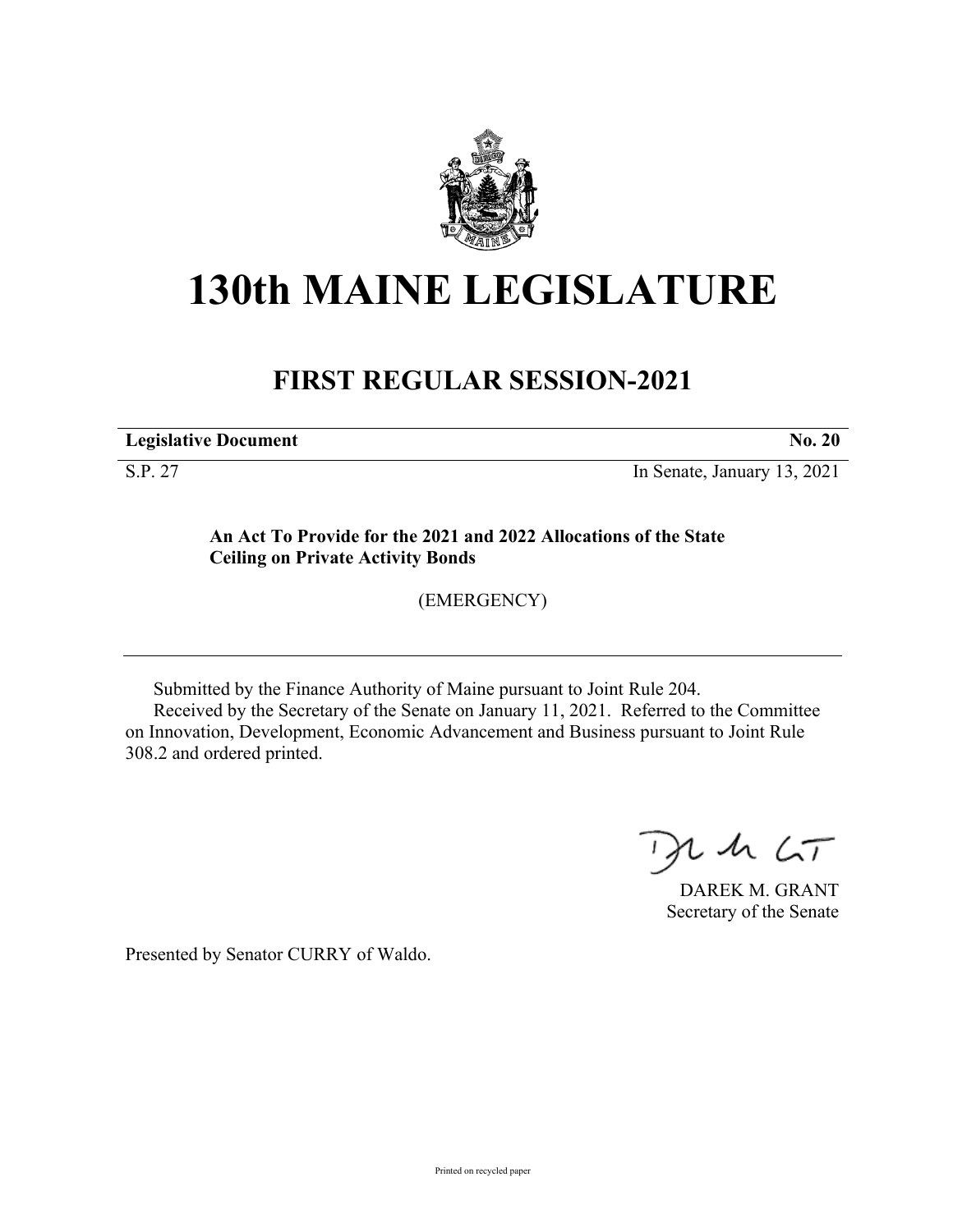# 130th MAINE LEGISLATURE

## FIRST REGULAR SESSION-2021

**Legislative Document** **No. 20**

S.P. 27 In Senate, January 13, 2021

**An Act To Provide for the 2021 and 2022 Allocations of the State Ceiling on Private Activity Bonds**

(EMERGENCY)

Submitted by the Finance Authority of Maine pursuant to Joint Rule 204.

Received by the Secretary of the Senate on January 11, 2021. Referred to the Committee on Innovation, Development, Economic Advancement and Business pursuant to Joint Rule 308.2 and ordered printed.

DAREK M. GRANT
Secretary of the Senate

Presented by Senator CURRY of Waldo.

Printed on recycled paper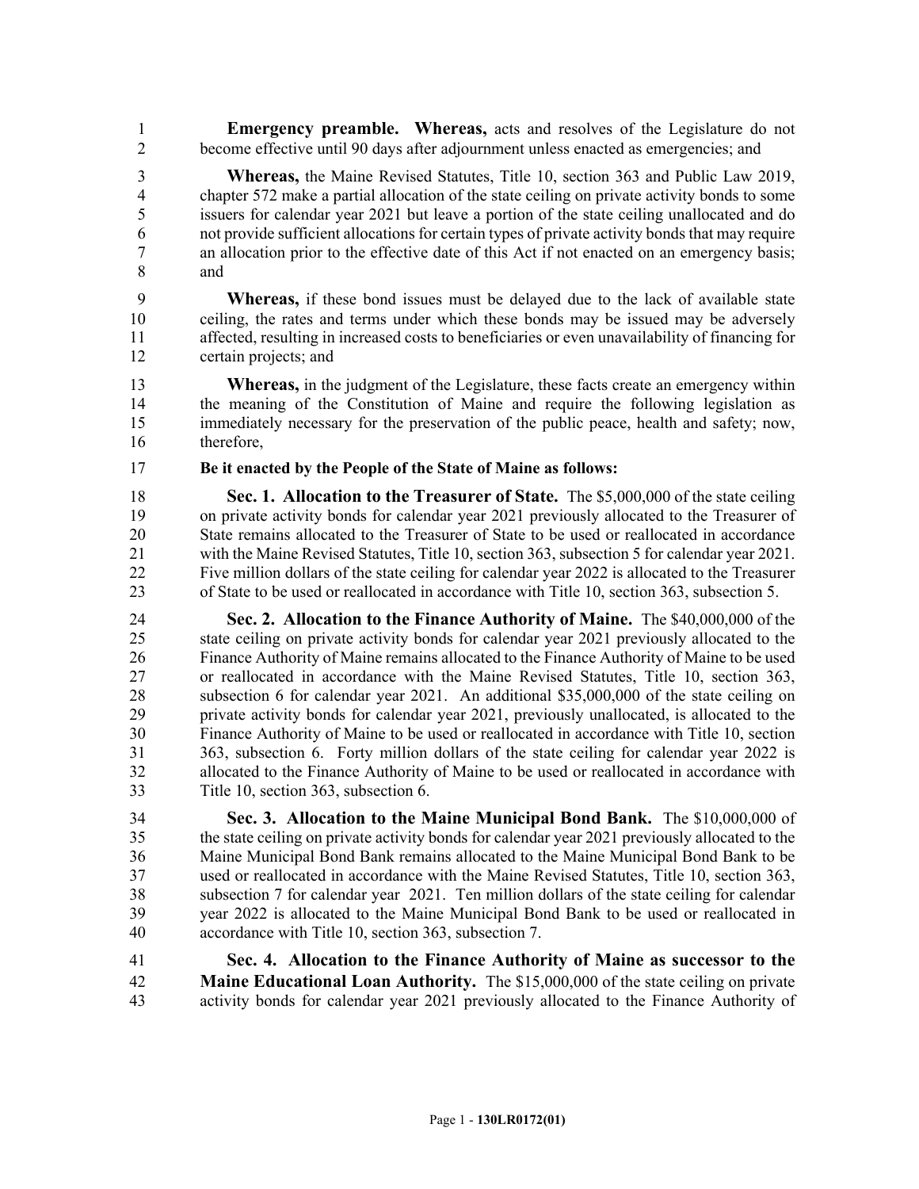**Emergency preamble.** **Whereas,** acts and resolves of the Legislature do not become effective until 90 days after adjournment unless enacted as emergencies; and

**Whereas,** the Maine Revised Statutes, Title 10, section 363 and Public Law 2019, chapter 572 make a partial allocation of the state ceiling on private activity bonds to some issuers for calendar year 2021 but leave a portion of the state ceiling unallocated and do not provide sufficient allocations for certain types of private activity bonds that may require an allocation prior to the effective date of this Act if not enacted on an emergency basis; and

**Whereas,** if these bond issues must be delayed due to the lack of available state ceiling, the rates and terms under which these bonds may be issued may be adversely affected, resulting in increased costs to beneficiaries or even unavailability of financing for certain projects; and

**Whereas,** in the judgment of the Legislature, these facts create an emergency within the meaning of the Constitution of Maine and require the following legislation as immediately necessary for the preservation of the public peace, health and safety; now, therefore,

**Be it enacted by the People of the State of Maine as follows:**

**Sec. 1. Allocation to the Treasurer of State.** The $5,000,000 of the state ceiling on private activity bonds for calendar year 2021 previously allocated to the Treasurer of State remains allocated to the Treasurer of State to be used or reallocated in accordance with the Maine Revised Statutes, Title 10, section 363, subsection 5 for calendar year 2021. Five million dollars of the state ceiling for calendar year 2022 is allocated to the Treasurer of State to be used or reallocated in accordance with Title 10, section 363, subsection 5.

**Sec. 2. Allocation to the Finance Authority of Maine.** The $40,000,000 of the state ceiling on private activity bonds for calendar year 2021 previously allocated to the Finance Authority of Maine remains allocated to the Finance Authority of Maine to be used or reallocated in accordance with the Maine Revised Statutes, Title 10, section 363, subsection 6 for calendar year 2021. An additional $35,000,000 of the state ceiling on private activity bonds for calendar year 2021, previously unallocated, is allocated to the Finance Authority of Maine to be used or reallocated in accordance with Title 10, section 363, subsection 6. Forty million dollars of the state ceiling for calendar year 2022 is allocated to the Finance Authority of Maine to be used or reallocated in accordance with Title 10, section 363, subsection 6.

**Sec. 3. Allocation to the Maine Municipal Bond Bank.** The $10,000,000 of the state ceiling on private activity bonds for calendar year 2021 previously allocated to the Maine Municipal Bond Bank remains allocated to the Maine Municipal Bond Bank to be used or reallocated in accordance with the Maine Revised Statutes, Title 10, section 363, subsection 7 for calendar year 2021. Ten million dollars of the state ceiling for calendar year 2022 is allocated to the Maine Municipal Bond Bank to be used or reallocated in accordance with Title 10, section 363, subsection 7.

**Sec. 4. Allocation to the Finance Authority of Maine as successor to the Maine Educational Loan Authority.** The $15,000,000 of the state ceiling on private activity bonds for calendar year 2021 previously allocated to the Finance Authority of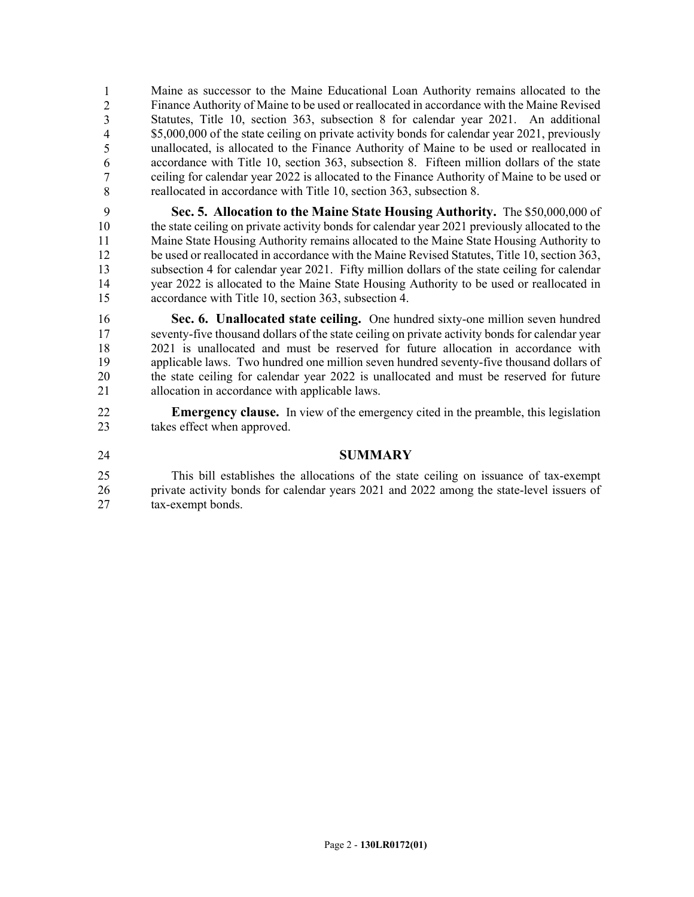Maine as successor to the Maine Educational Loan Authority remains allocated to the Finance Authority of Maine to be used or reallocated in accordance with the Maine Revised Statutes, Title 10, section 363, subsection 8 for calendar year 2021. An additional $5,000,000 of the state ceiling on private activity bonds for calendar year 2021, previously unallocated, is allocated to the Finance Authority of Maine to be used or reallocated in accordance with Title 10, section 363, subsection 8. Fifteen million dollars of the state ceiling for calendar year 2022 is allocated to the Finance Authority of Maine to be used or reallocated in accordance with Title 10, section 363, subsection 8.

**Sec. 5. Allocation to the Maine State Housing Authority.** The $50,000,000 of the state ceiling on private activity bonds for calendar year 2021 previously allocated to the Maine State Housing Authority remains allocated to the Maine State Housing Authority to be used or reallocated in accordance with the Maine Revised Statutes, Title 10, section 363, subsection 4 for calendar year 2021. Fifty million dollars of the state ceiling for calendar year 2022 is allocated to the Maine State Housing Authority to be used or reallocated in accordance with Title 10, section 363, subsection 4.

**Sec. 6. Unallocated state ceiling.** One hundred sixty-one million seven hundred seventy-five thousand dollars of the state ceiling on private activity bonds for calendar year 2021 is unallocated and must be reserved for future allocation in accordance with applicable laws. Two hundred one million seven hundred seventy-five thousand dollars of the state ceiling for calendar year 2022 is unallocated and must be reserved for future allocation in accordance with applicable laws.

**Emergency clause.** In view of the emergency cited in the preamble, this legislation takes effect when approved.

## SUMMARY

This bill establishes the allocations of the state ceiling on issuance of tax-exempt private activity bonds for calendar years 2021 and 2022 among the state-level issuers of tax-exempt bonds.